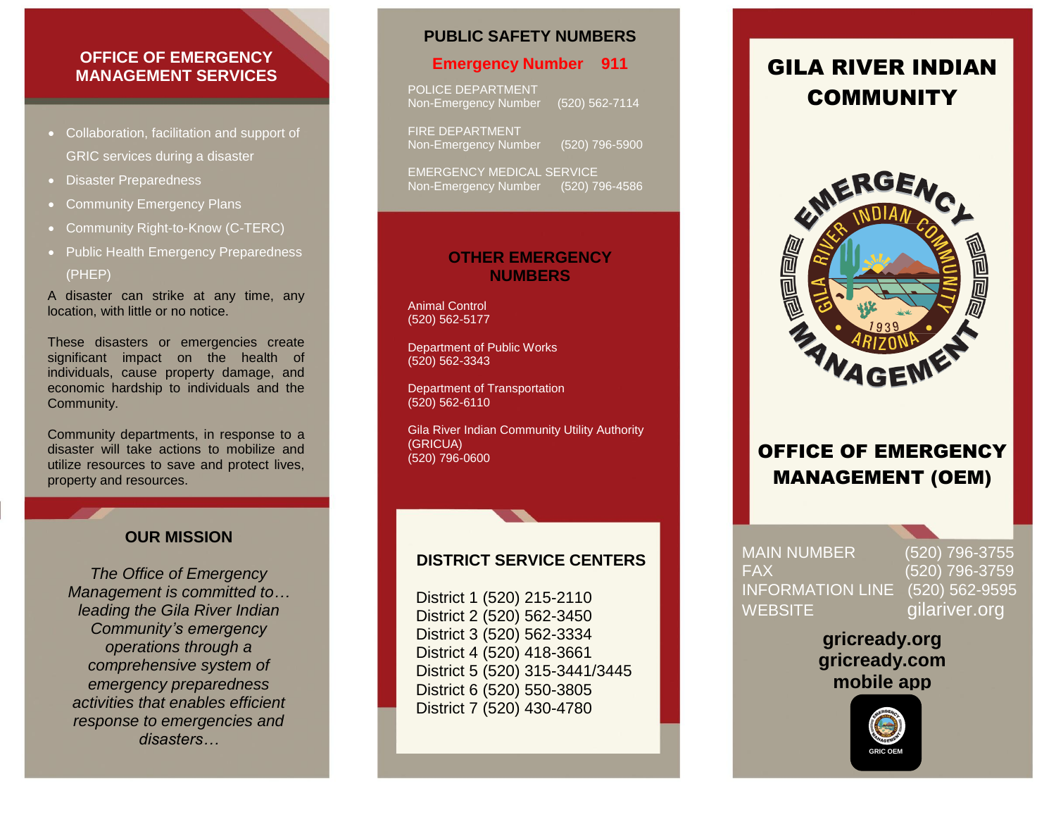## OFFICE OF EMERGENCY MANAGEMENT SERVICES

- Collaboration, facilitation and support of GRIC services during a disaster
- Disaster Preparedness
- Community Emergency Plans
- Community Right-to-Know (C-TERC)
- Public Health Emergency Preparedness (PHEP)

A disaster can strike at any time, any location, with little or no notice.

These disasters or emergencies create significant impact on the health of individuals, cause property damage, and economic hardship to individuals and the Community.

Community departments, in response to a disaster will take actions to mobilize and utilize resources to save and protect lives, property and resources.

## OUR MISSION

*The Office of Emergency Management is committed to… leading the Gila River Indian Community's emergency operations through a comprehensive system of emergency preparedness activities that enables efficient response to emergencies and disasters…*

## PUBLIC SAFETY NUMBERS

**Emergency Number 911**

POLICE DEPARTMENT
Non-Emergency Number (520) 562-7114

FIRE DEPARTMENT
Non-Emergency Number (520) 796-5900

EMERGENCY MEDICAL SERVICE
Non-Emergency Number (520) 796-4586

## OTHER EMERGENCY NUMBERS

Animal Control
(520) 562-5177

Department of Public Works
(520) 562-3343

Department of Transportation
(520) 562-6110

Gila River Indian Community Utility Authority (GRICUA)
(520) 796-0600

## DISTRICT SERVICE CENTERS

District 1 (520) 215-2110
District 2 (520) 562-3450
District 3 (520) 562-3334
District 4 (520) 418-3661
District 5 (520) 315-3441/3445
District 6 (520) 550-3805
District 7 (520) 430-4780

# GILA RIVER INDIAN COMMUNITY

EMERGENCY MANAGEMENT
GILA RIVER INDIAN COMMUNITY
1939 ARIZONA

# OFFICE OF EMERGENCY MANAGEMENT (OEM)

MAIN NUMBER (520) 796-3755
FAX (520) 796-3759
INFORMATION LINE (520) 562-9595
WEBSITE gilariver.org

**gricready.org**
**gricready.com**
**mobile app**

GRIC OEM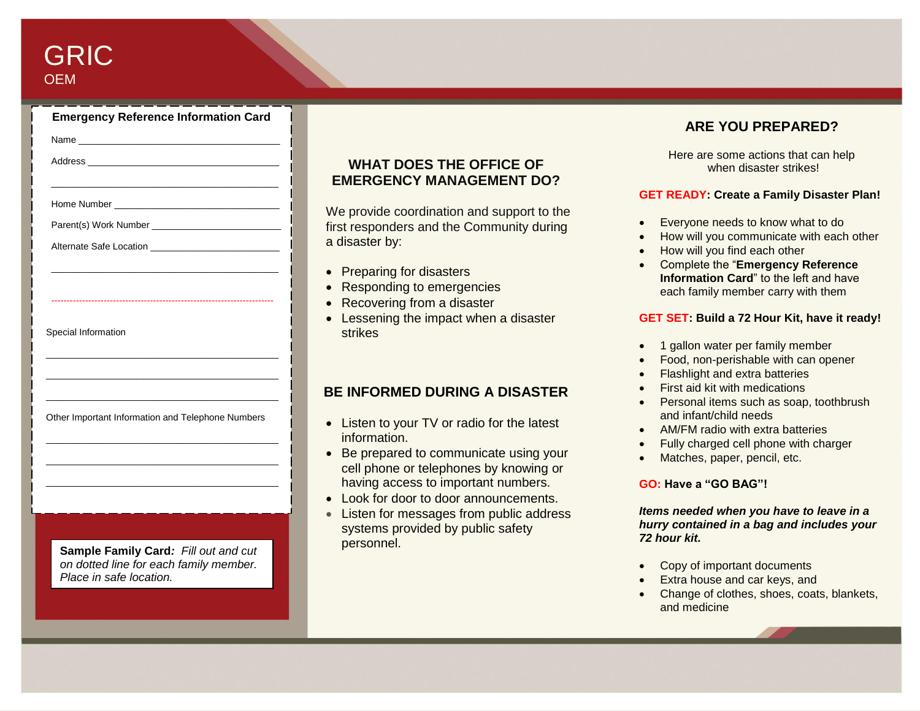GRIC
OEM

**Emergency Reference Information Card**

Name ______________________________________

Address ____________________________________

___________________________________________

Home Number ________________________________

Parent(s) Work Number _______________________

Alternate Safe Location ______________________

___________________________________________

Special Information

___________________________________________

___________________________________________

___________________________________________

Other Important Information and Telephone Numbers

___________________________________________

___________________________________________

___________________________________________

**Sample Family Card***: Fill out and cut on dotted line for each family member. Place in safe location.*

## WHAT DOES THE OFFICE OF EMERGENCY MANAGEMENT DO?

We provide coordination and support to the first responders and the Community during a disaster by:

- Preparing for disasters
- Responding to emergencies
- Recovering from a disaster
- Lessening the impact when a disaster strikes

## BE INFORMED DURING A DISASTER

- Listen to your TV or radio for the latest information.
- Be prepared to communicate using your cell phone or telephones by knowing or having access to important numbers.
- Look for door to door announcements.
- Listen for messages from public address systems provided by public safety personnel.

## ARE YOU PREPARED?

Here are some actions that can help when disaster strikes!

**GET READY: Create a Family Disaster Plan!**

- Everyone needs to know what to do
- How will you communicate with each other
- How will you find each other
- Complete the "**Emergency Reference Information Card**" to the left and have each family member carry with them

**GET SET: Build a 72 Hour Kit, have it ready!**

- 1 gallon water per family member
- Food, non-perishable with can opener
- Flashlight and extra batteries
- First aid kit with medications
- Personal items such as soap, toothbrush and infant/child needs
- AM/FM radio with extra batteries
- Fully charged cell phone with charger
- Matches, paper, pencil, etc.

**GO: Have a "GO BAG"!**

***Items needed when you have to leave in a hurry contained in a bag and includes your 72 hour kit.***

- Copy of important documents
- Extra house and car keys, and
- Change of clothes, shoes, coats, blankets, and medicine